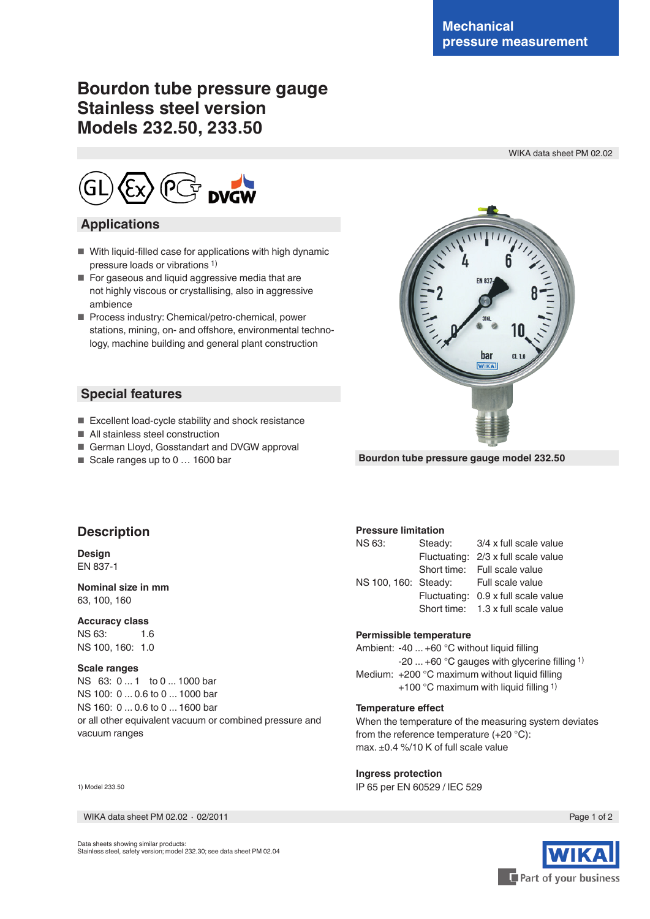Mechanical pressure measurement

# Bourdon tube pressure gauge Stainless steel version Models 232.50, 233.50

WIKA data sheet PM 02.02

## Applications

- With liquid-filled case for applications with high dynamic pressure loads or vibrations [1)]
- For gaseous and liquid aggressive media that are not highly viscous or crystallising, also in aggressive ambience
- Process industry: Chemical/petro-chemical, power stations, mining, on- and offshore, environmental technology, machine building and general plant construction

## Special features

- Excellent load-cycle stability and shock resistance
- All stainless steel construction
- German Lloyd, Gosstandart and DVGW approval
- Scale ranges up to 0 … 1600 bar

Bourdon tube pressure gauge model 232.50

## Description

**Design**
EN 837-1

**Nominal size in mm**
63, 100, 160

**Accuracy class**
NS 63: 1.6
NS 100, 160: 1.0

**Scale ranges**
NS 63: 0 ... 1 to 0 ... 1000 bar
NS 100: 0 ... 0.6 to 0 ... 1000 bar
NS 160: 0 ... 0.6 to 0 ... 1600 bar
or all other equivalent vacuum or combined pressure and vacuum ranges

**Pressure limitation**

| | | |
|---|---|---|
| NS 63: | Steady: | 3/4 x full scale value |
| | Fluctuating: | 2/3 x full scale value |
| | Short time: | Full scale value |
| NS 100, 160: | Steady: | Full scale value |
| | Fluctuating: | 0.9 x full scale value |
| | Short time: | 1.3 x full scale value |

**Permissible temperature**
Ambient: -40 ... +60 °C without liquid filling
-20 ... +60 °C gauges with glycerine filling [1)]
Medium: +200 °C maximum without liquid filling
+100 °C maximum with liquid filling [1)]

**Temperature effect**
When the temperature of the measuring system deviates from the reference temperature (+20 °C):
max. ±0.4 %/10 K of full scale value

**Ingress protection**
IP 65 per EN 60529 / IEC 529

1) Model 233.50

Data sheets showing similar products:
Stainless steel, safety version; model 232.30; see data sheet PM 02.04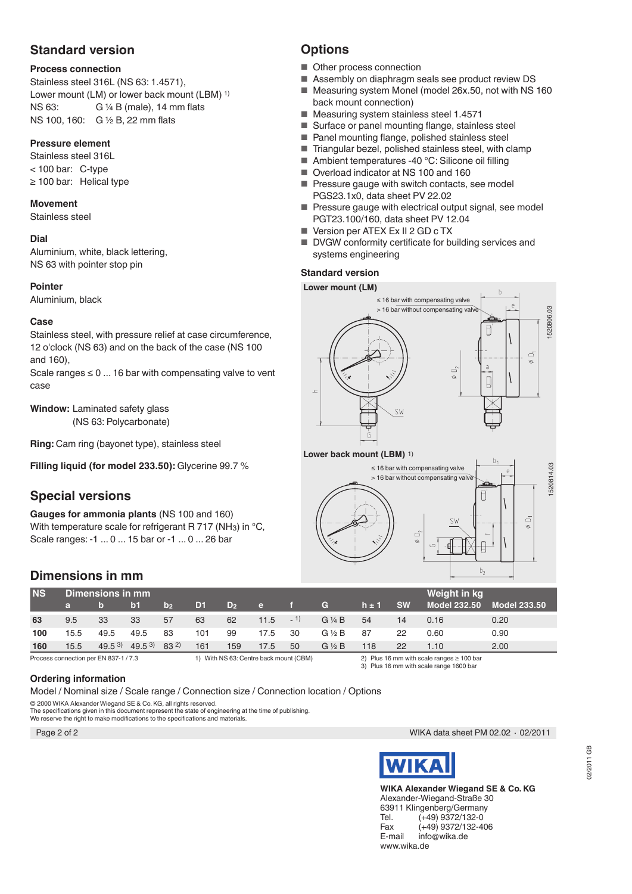## Standard version

### Process connection

Stainless steel 316L (NS 63: 1.4571),
Lower mount (LM) or lower back mount (LBM) [1]
NS 63: G ¼ B (male), 14 mm flats
NS 100, 160: G ½ B, 22 mm flats

### Pressure element

Stainless steel 316L
< 100 bar: C-type
≥ 100 bar: Helical type

### Movement

Stainless steel

### Dial

Aluminium, white, black lettering,
NS 63 with pointer stop pin

### Pointer

Aluminium, black

### Case

Stainless steel, with pressure relief at case circumference, 12 o'clock (NS 63) and on the back of the case (NS 100 and 160),
Scale ranges ≤ 0 ... 16 bar with compensating valve to vent case

**Window:** Laminated safety glass
(NS 63: Polycarbonate)

**Ring:** Cam ring (bayonet type), stainless steel

**Filling liquid (for model 233.50):** Glycerine 99.7 %

## Special versions

**Gauges for ammonia plants** (NS 100 and 160)
With temperature scale for refrigerant R 717 ($NH_3$) in °C,
Scale ranges: -1 ... 0 ... 15 bar or -1 ... 0 ... 26 bar

## Options

- Other process connection
- Assembly on diaphragm seals see product review DS
- Measuring system Monel (model 26x.50, not with NS 160 back mount connection)
- Measuring system stainless steel 1.4571
- Surface or panel mounting flange, stainless steel
- Panel mounting flange, polished stainless steel
- Triangular bezel, polished stainless steel, with clamp
- Ambient temperatures -40 °C: Silicone oil filling
- Overload indicator at NS 100 and 160
- Pressure gauge with switch contacts, see model PGS23.1x0, data sheet PV 22.02
- Pressure gauge with electrical output signal, see model PGT23.100/160, data sheet PV 12.04
- Version per ATEX Ex II 2 GD c TX
- DVGW conformity certificate for building services and systems engineering

### Standard version

**Lower mount (LM)**

≤ 16 bar with compensating valve
> 16 bar without compensating valve

1520806.03

**Lower back mount (LBM)** [1]

≤ 16 bar with compensating valve
> 16 bar without compensating valve

1520814.03

## Dimensions in mm

| NS | Dimensions in mm | | | | | | | | | | | Weight in kg | |
|---|---|---|---|---|---|---|---|---|---|---|---|---|---|
| | a | b | b1 | $b_2$ | D1 | $D_2$ | e | f | G | h ± 1 | SW | Model 232.50 | Model 233.50 |
| **63** | 9.5 | 33 | 33 | 57 | 63 | 62 | 11.5 | - [1] | G ¼ B | 54 | 14 | 0.16 | 0.20 |
| **100** | 15.5 | 49.5 | 49.5 | 83 | 101 | 99 | 17.5 | 30 | G ½ B | 87 | 22 | 0.60 | 0.90 |
| **160** | 15.5 | 49.5 [3] | 49.5 [3] | 83 [2] | 161 | 159 | 17.5 | 50 | G ½ B | 118 | 22 | 1.10 | 2.00 |

Process connection per EN 837-1 / 7.3
1) With NS 63: Centre back mount (CBM)
2) Plus 16 mm with scale ranges ≥ 100 bar
3) Plus 16 mm with scale range 1600 bar

### Ordering information

Model / Nominal size / Scale range / Connection size / Connection location / Options

© 2000 WIKA Alexander Wiegand SE & Co. KG, all rights reserved.
The specifications given in this document represent the state of engineering at the time of publishing.
We reserve the right to make modifications to the specifications and materials.

WIKA data sheet PM 02.02 · 02/2011

02/2011 GB

**WIKA Alexander Wiegand SE & Co. KG**
Alexander-Wiegand-Straße 30
63911 Klingenberg/Germany
Tel. (+49) 9372/132-0
Fax (+49) 9372/132-406
E-mail info@wika.de
www.wika.de